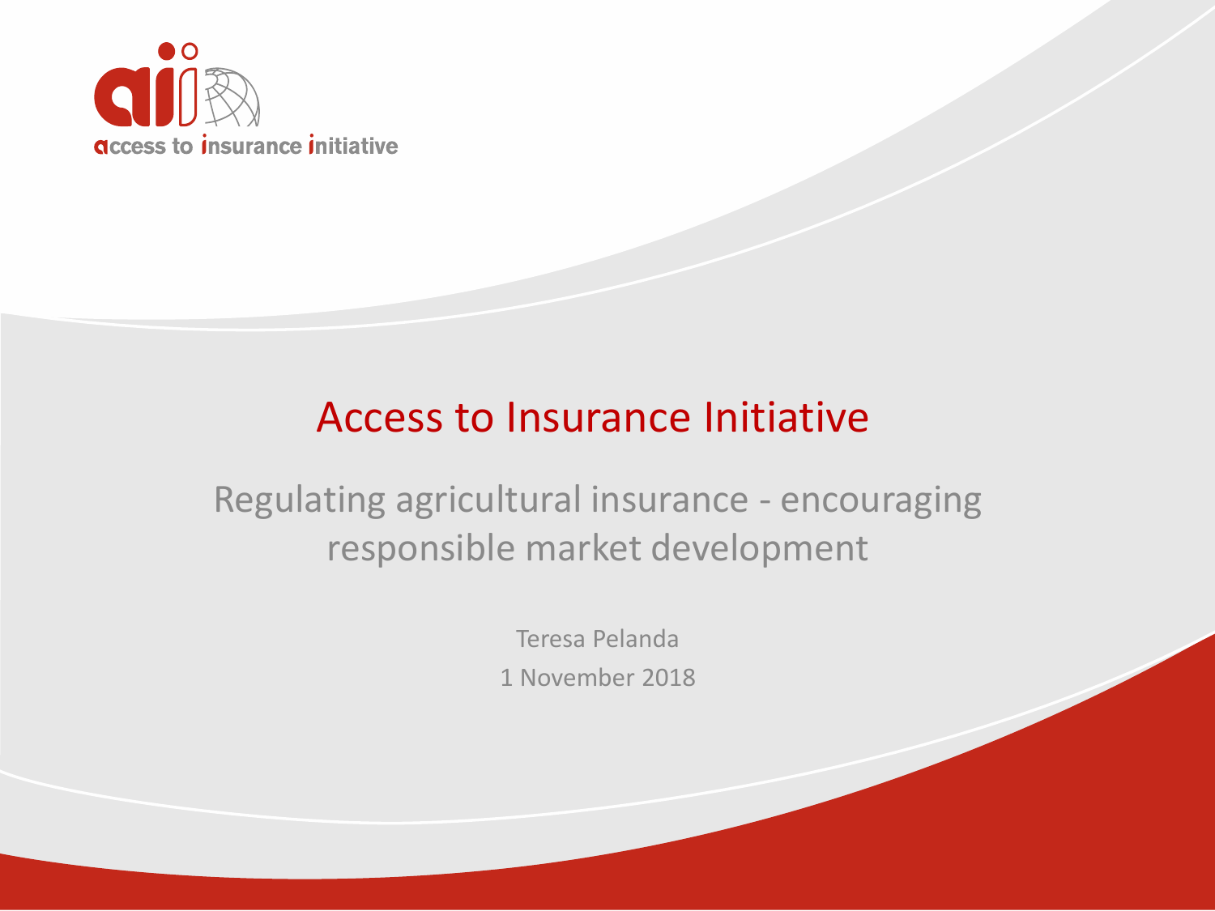access to insurance initiative

# Access to Insurance Initiative

## Regulating agricultural insurance - encouraging responsible market development

Teresa Pelanda

1 November 2018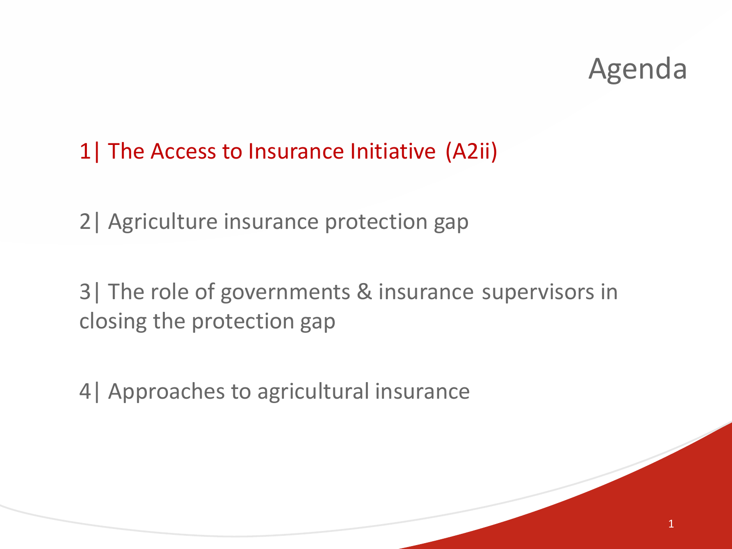# Agenda

1| The Access to Insurance Initiative (A2ii)

2| Agriculture insurance protection gap

3| The role of governments & insurance supervisors in closing the protection gap

4| Approaches to agricultural insurance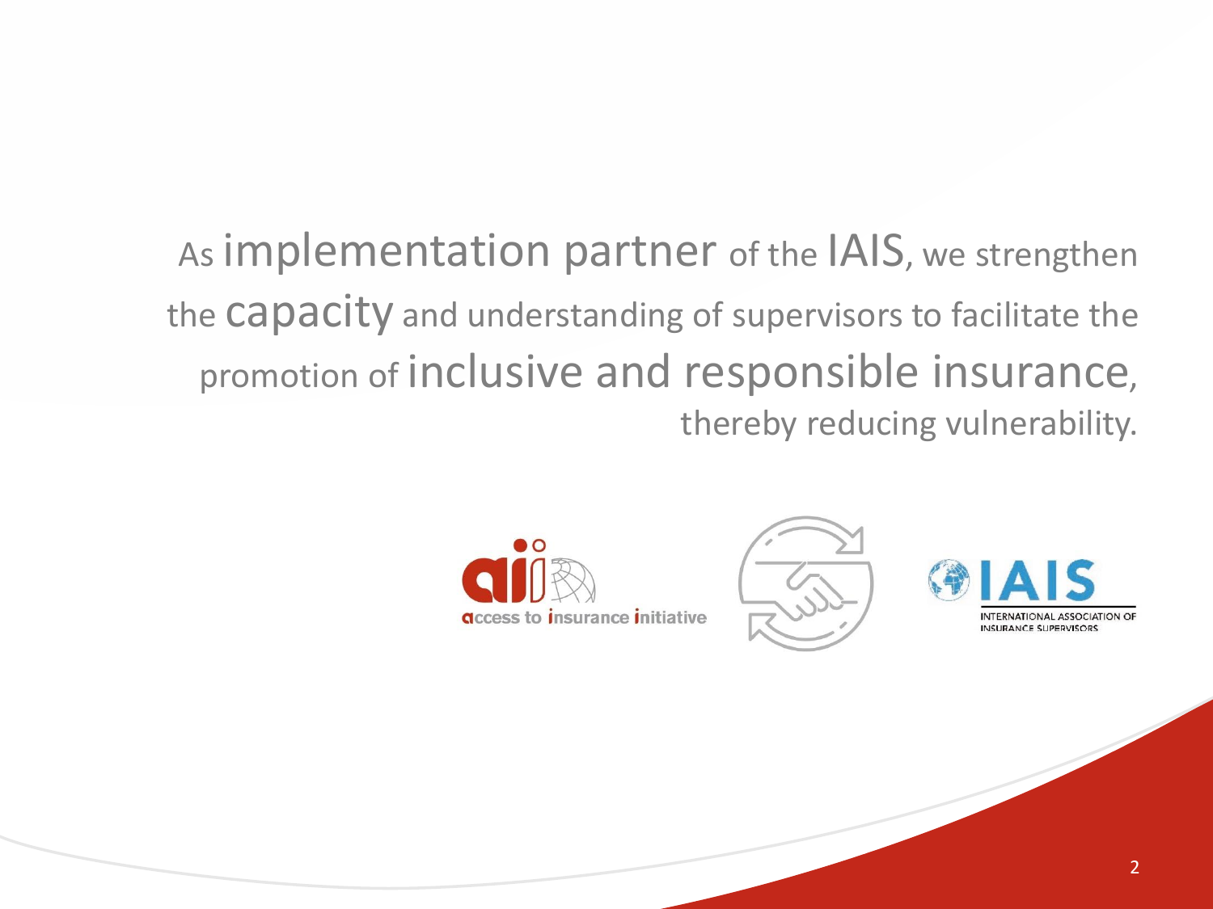As implementation partner of the IAIS, we strengthen the capacity and understanding of supervisors to facilitate the promotion of inclusive and responsible insurance, thereby reducing vulnerability.

access to insurance initiative

IAIS
INTERNATIONAL ASSOCIATION OF INSURANCE SUPERVISORS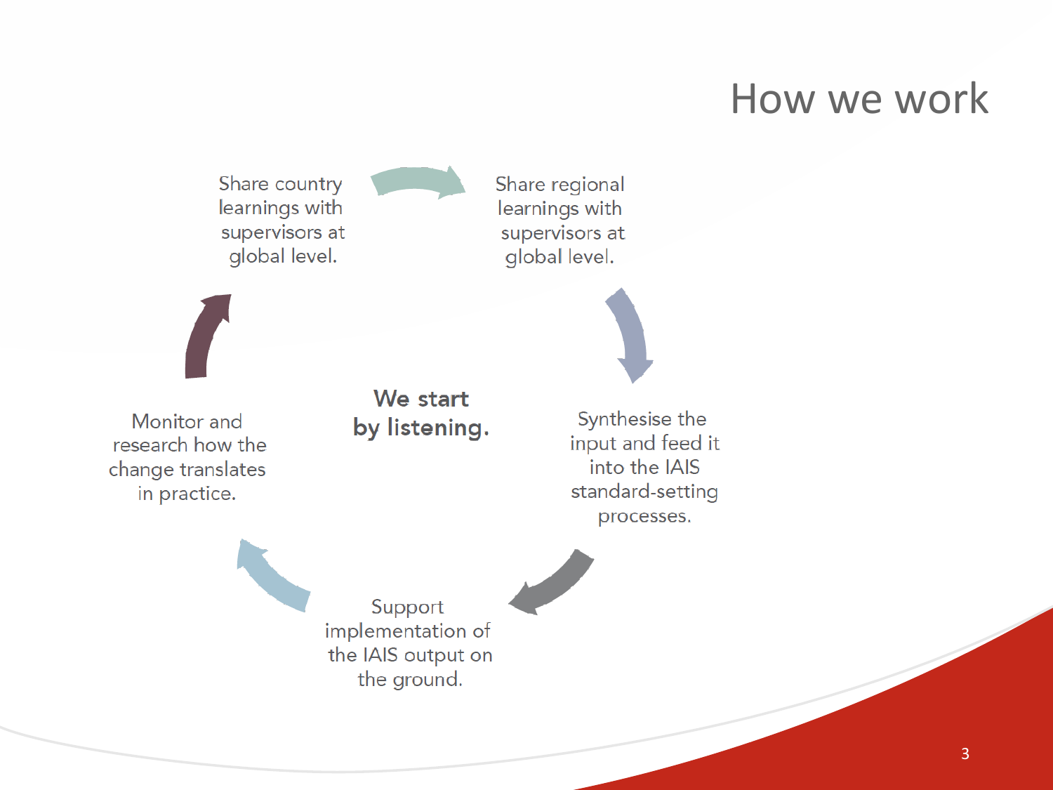# How we work

**We start by listening.**

1. Share country learnings with supervisors at global level.
2. Share regional learnings with supervisors at global level.
3. Synthesise the input and feed it into the IAIS standard-setting processes.
4. Support implementation of the IAIS output on the ground.
5. Monitor and research how the change translates in practice.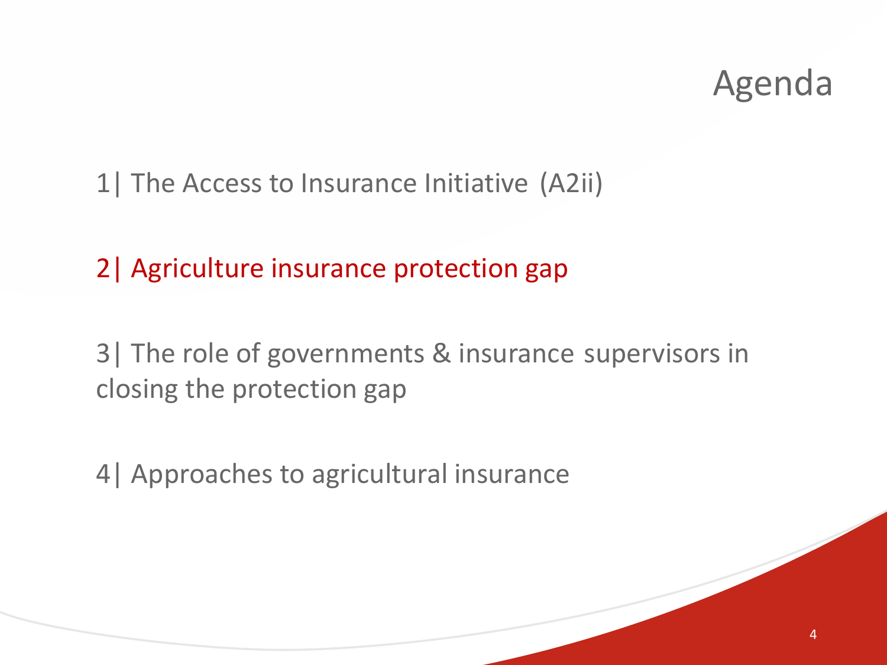# Agenda

1| The Access to Insurance Initiative (A2ii)

2| Agriculture insurance protection gap

3| The role of governments & insurance supervisors in closing the protection gap

4| Approaches to agricultural insurance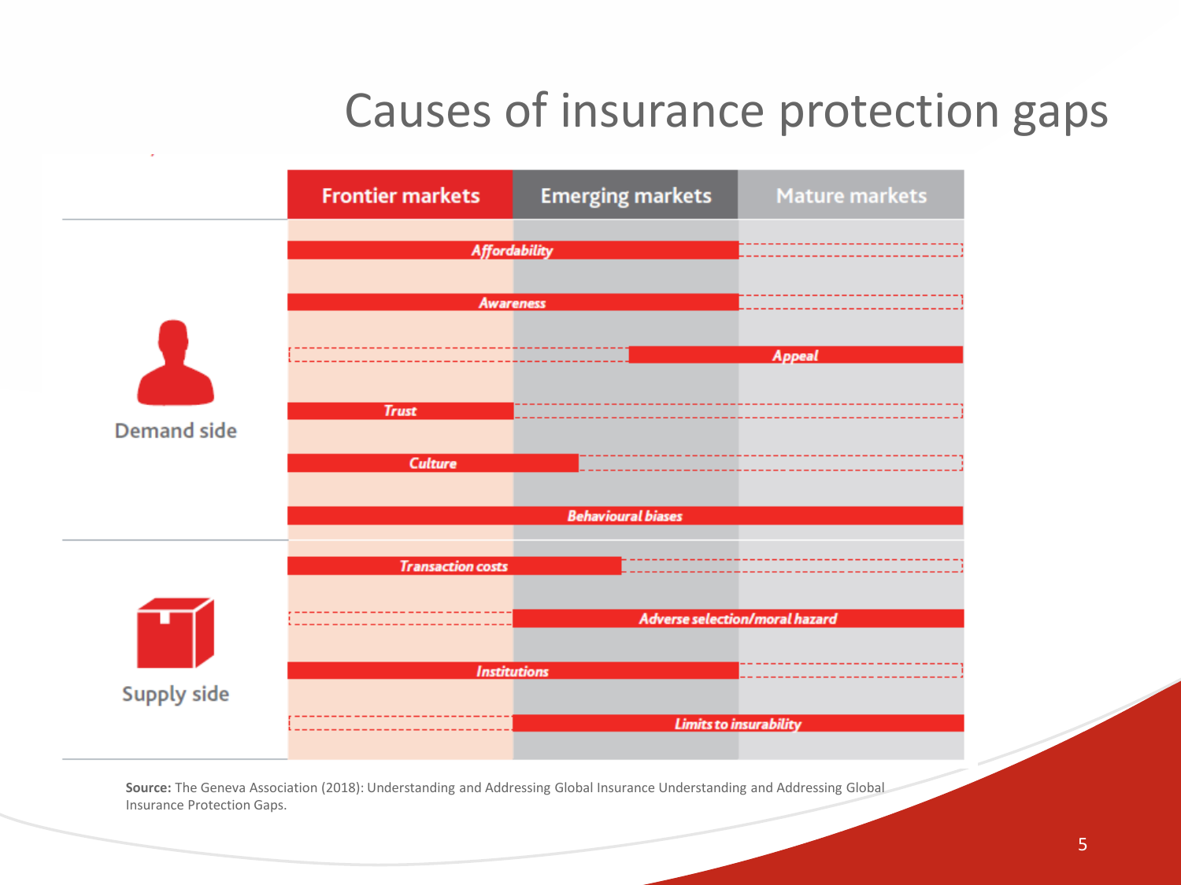# Causes of insurance protection gaps

| | Frontier markets | Emerging markets | Mature markets |
|---|---|---|---|
| **Demand side** | | | |
| Affordability | ✓ | ✓ | |
| Awareness | ✓ | ✓ | |
| Appeal | | partly | ✓ |
| Trust | ✓ | | |
| Culture | ✓ | partly | |
| Behavioural biases | ✓ | ✓ | ✓ |
| **Supply side** | | | |
| Transaction costs | ✓ | partly | |
| Adverse selection/moral hazard | | ✓ | ✓ |
| Institutions | ✓ | ✓ | |
| Limits to insurability | | ✓ | ✓ |

**Source:** The Geneva Association (2018): Understanding and Addressing Global Insurance Understanding and Addressing Global Insurance Protection Gaps.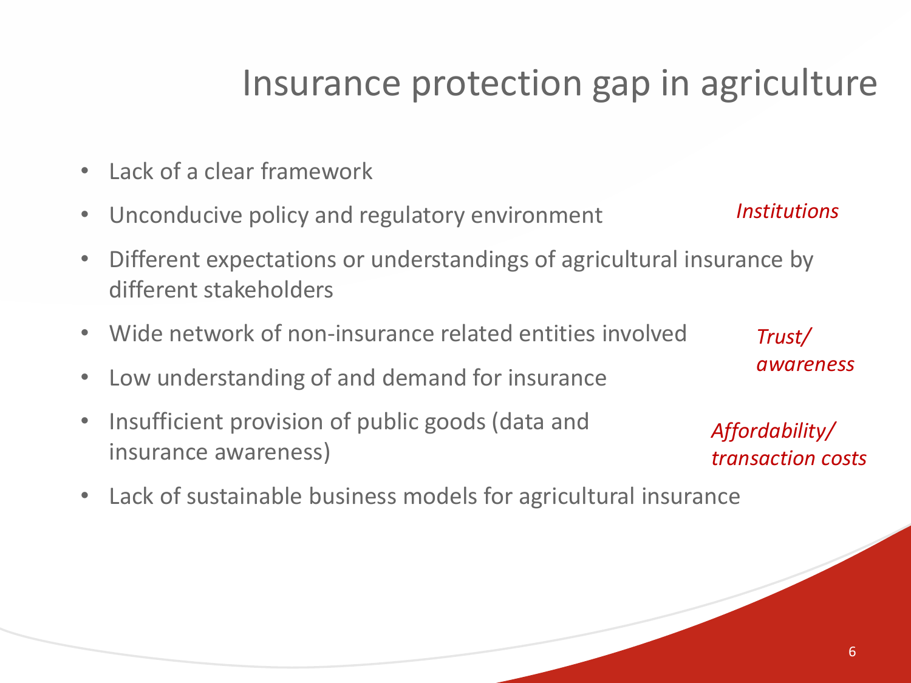# Insurance protection gap in agriculture

- Lack of a clear framework
- Unconducive policy and regulatory environment
- Different expectations or understandings of agricultural insurance by different stakeholders
- Wide network of non-insurance related entities involved
- Low understanding of and demand for insurance
- Insufficient provision of public goods (data and insurance awareness)
- Lack of sustainable business models for agricultural insurance

*Institutions*

*Trust/ awareness*

*Affordability/ transaction costs*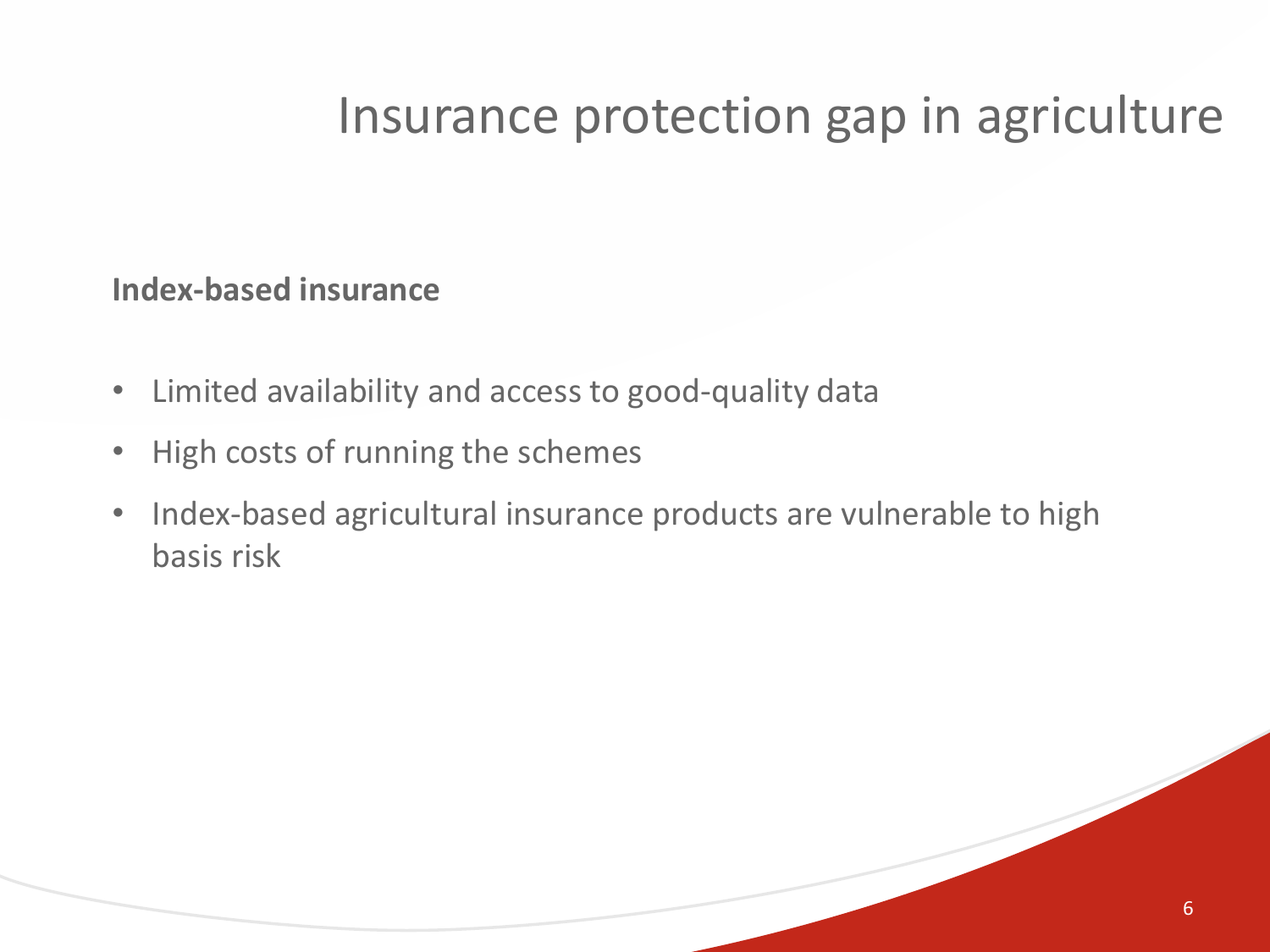# Insurance protection gap in agriculture

**Index-based insurance**

- Limited availability and access to good-quality data
- High costs of running the schemes
- Index-based agricultural insurance products are vulnerable to high basis risk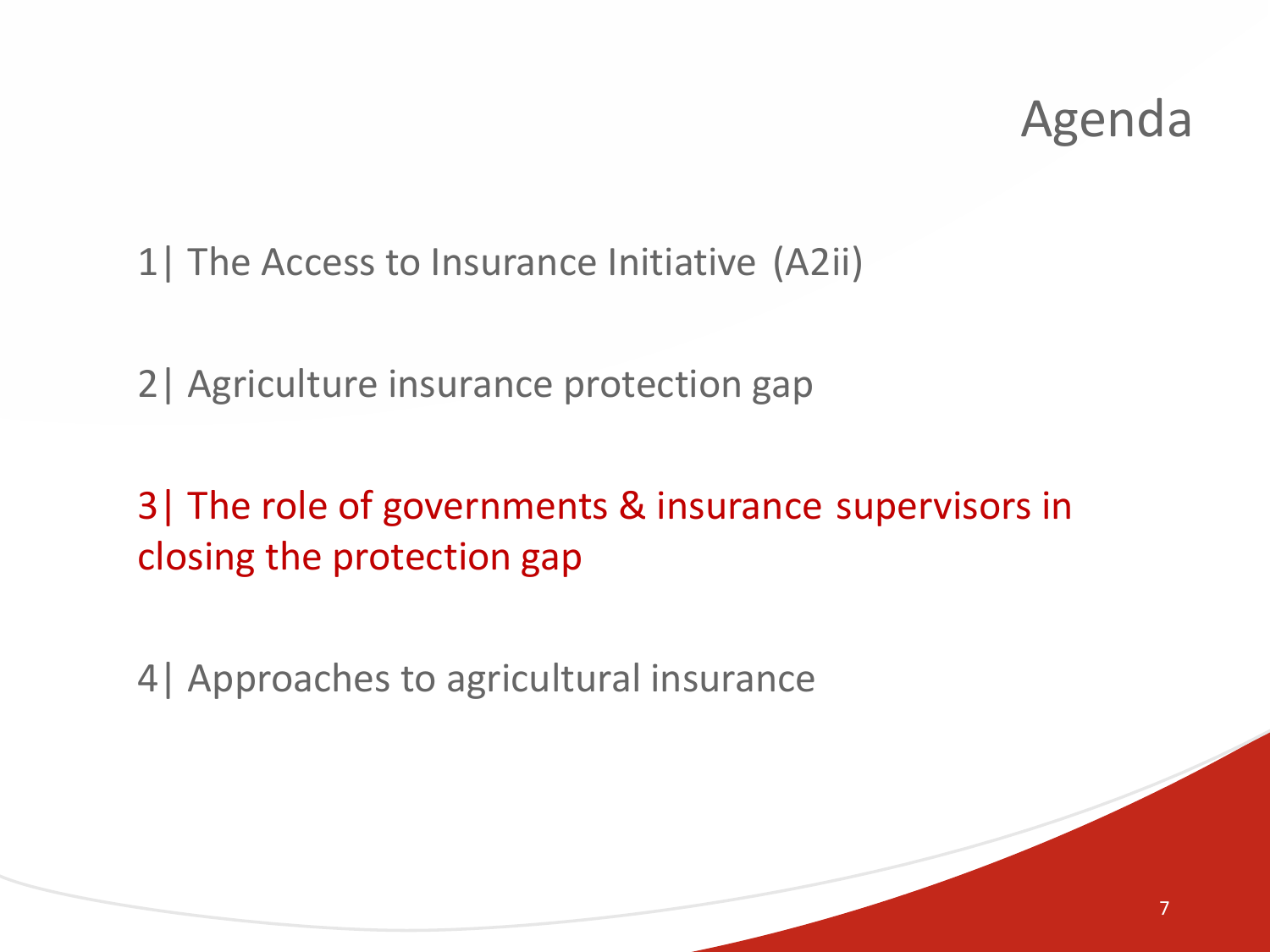# Agenda

1| The Access to Insurance Initiative (A2ii)

2| Agriculture insurance protection gap

3| The role of governments & insurance supervisors in closing the protection gap

4| Approaches to agricultural insurance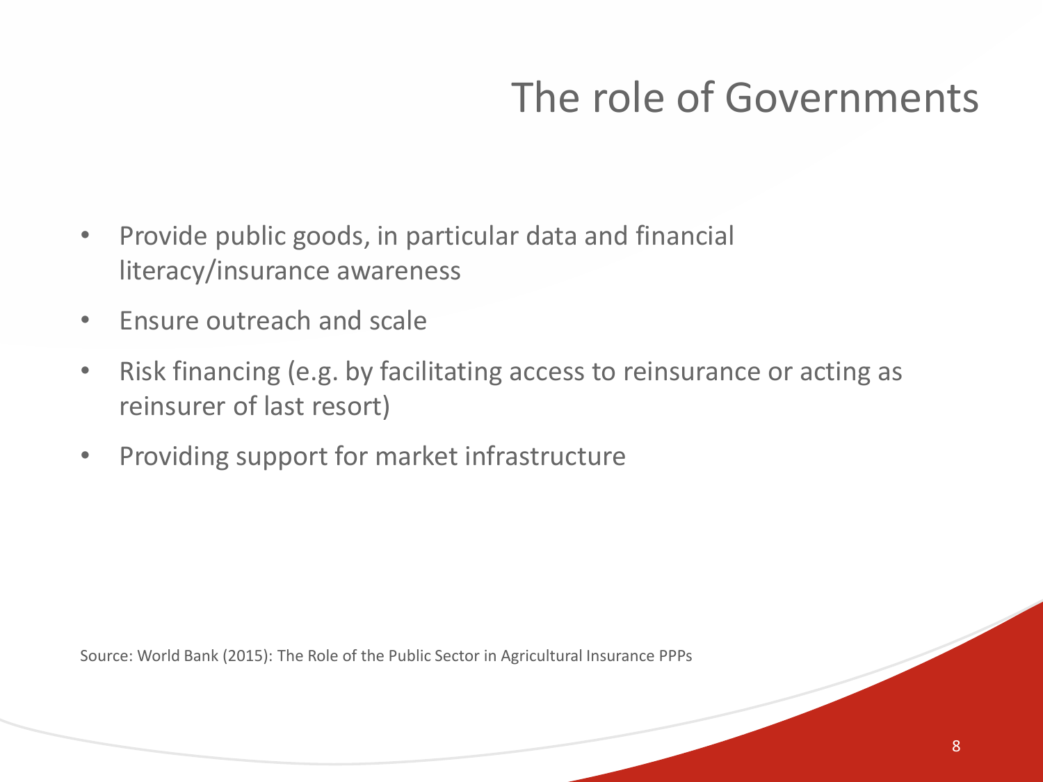# The role of Governments

- Provide public goods, in particular data and financial literacy/insurance awareness
- Ensure outreach and scale
- Risk financing (e.g. by facilitating access to reinsurance or acting as reinsurer of last resort)
- Providing support for market infrastructure

Source: World Bank (2015): The Role of the Public Sector in Agricultural Insurance PPPs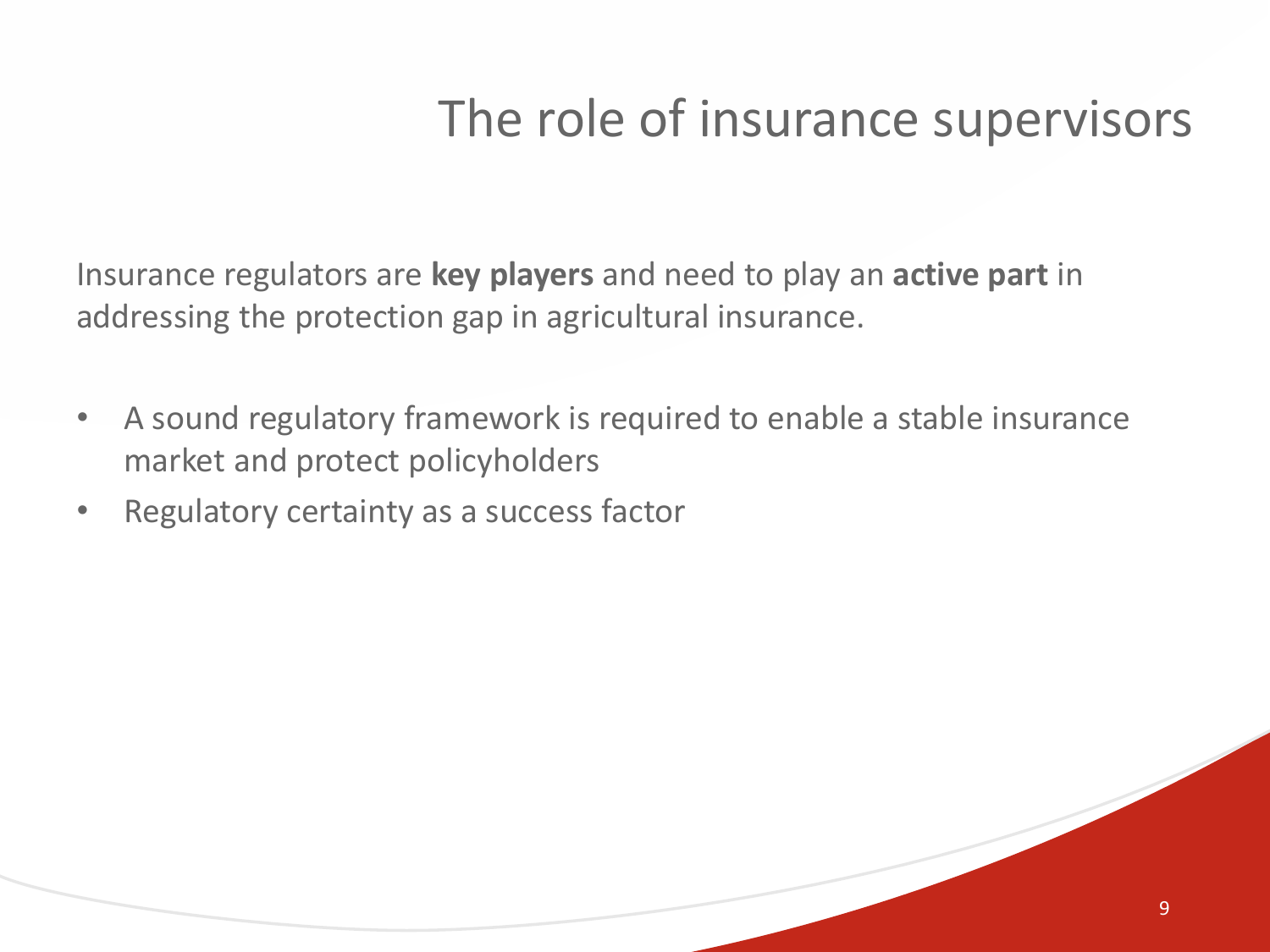# The role of insurance supervisors

Insurance regulators are **key players** and need to play an **active part** in addressing the protection gap in agricultural insurance.

- A sound regulatory framework is required to enable a stable insurance market and protect policyholders
- Regulatory certainty as a success factor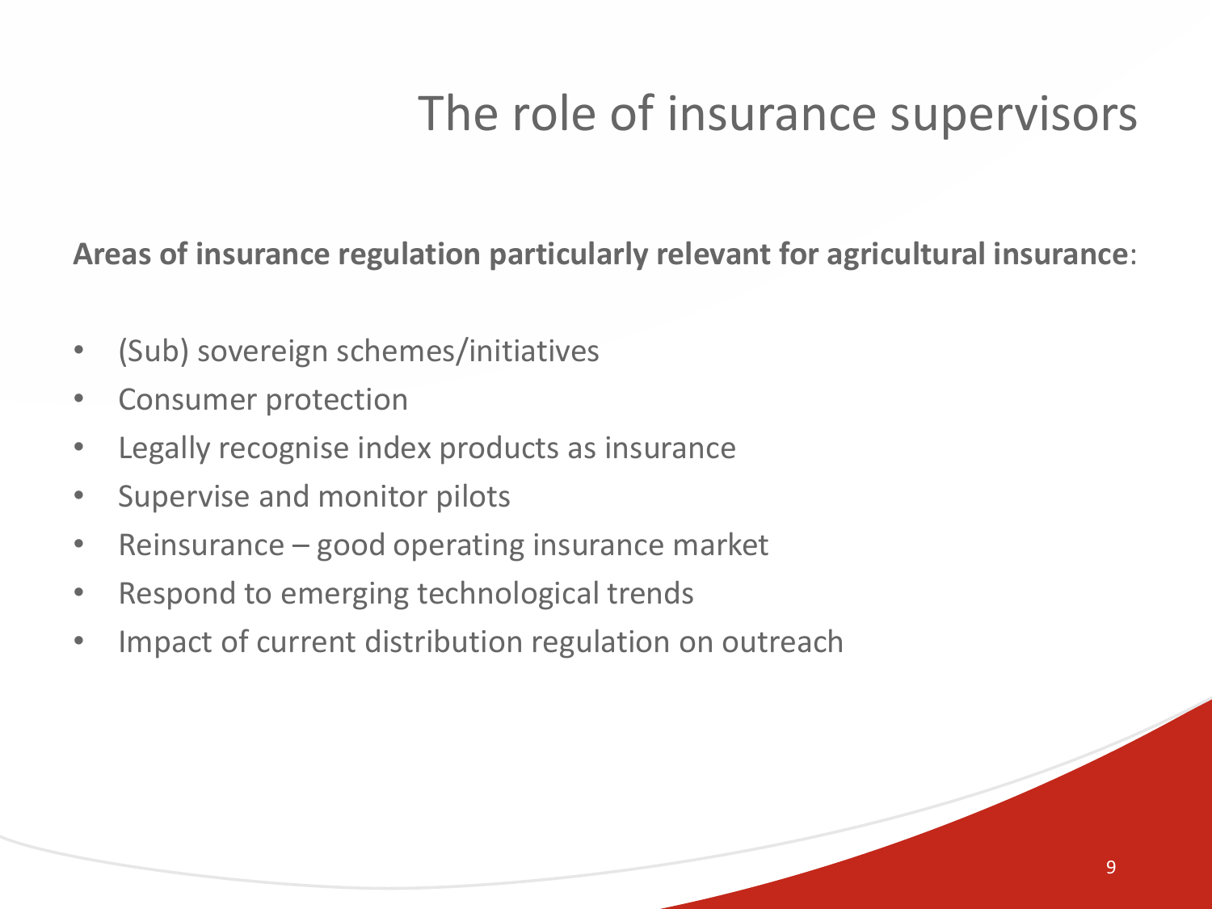# The role of insurance supervisors

**Areas of insurance regulation particularly relevant for agricultural insurance**:

- (Sub) sovereign schemes/initiatives
- Consumer protection
- Legally recognise index products as insurance
- Supervise and monitor pilots
- Reinsurance – good operating insurance market
- Respond to emerging technological trends
- Impact of current distribution regulation on outreach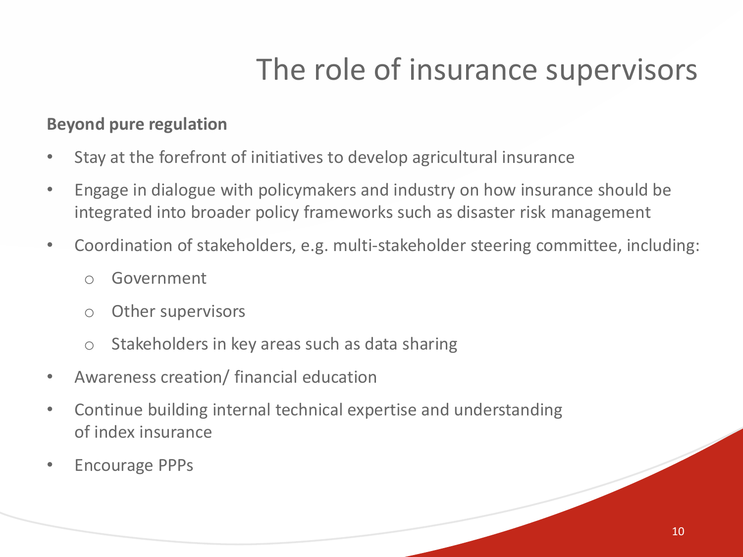# The role of insurance supervisors

**Beyond pure regulation**

- Stay at the forefront of initiatives to develop agricultural insurance
- Engage in dialogue with policymakers and industry on how insurance should be integrated into broader policy frameworks such as disaster risk management
- Coordination of stakeholders, e.g. multi-stakeholder steering committee, including:
  - Government
  - Other supervisors
  - Stakeholders in key areas such as data sharing
- Awareness creation/ financial education
- Continue building internal technical expertise and understanding of index insurance
- Encourage PPPs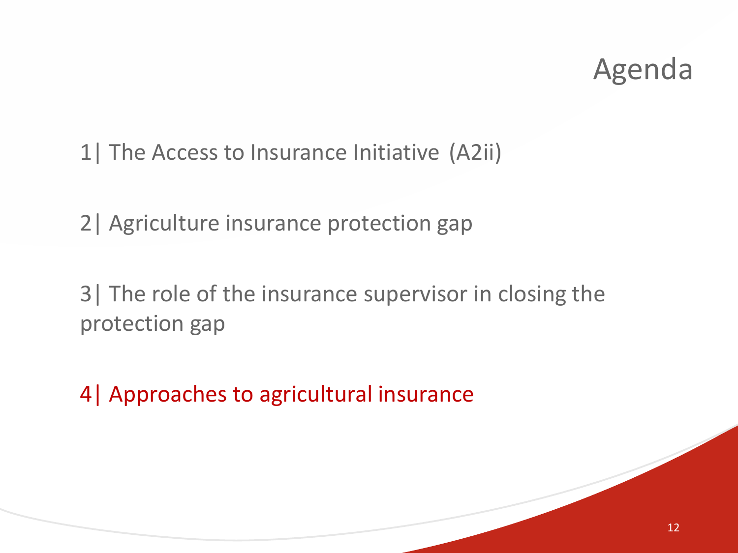# Agenda

1| The Access to Insurance Initiative (A2ii)

2| Agriculture insurance protection gap

3| The role of the insurance supervisor in closing the protection gap

4| Approaches to agricultural insurance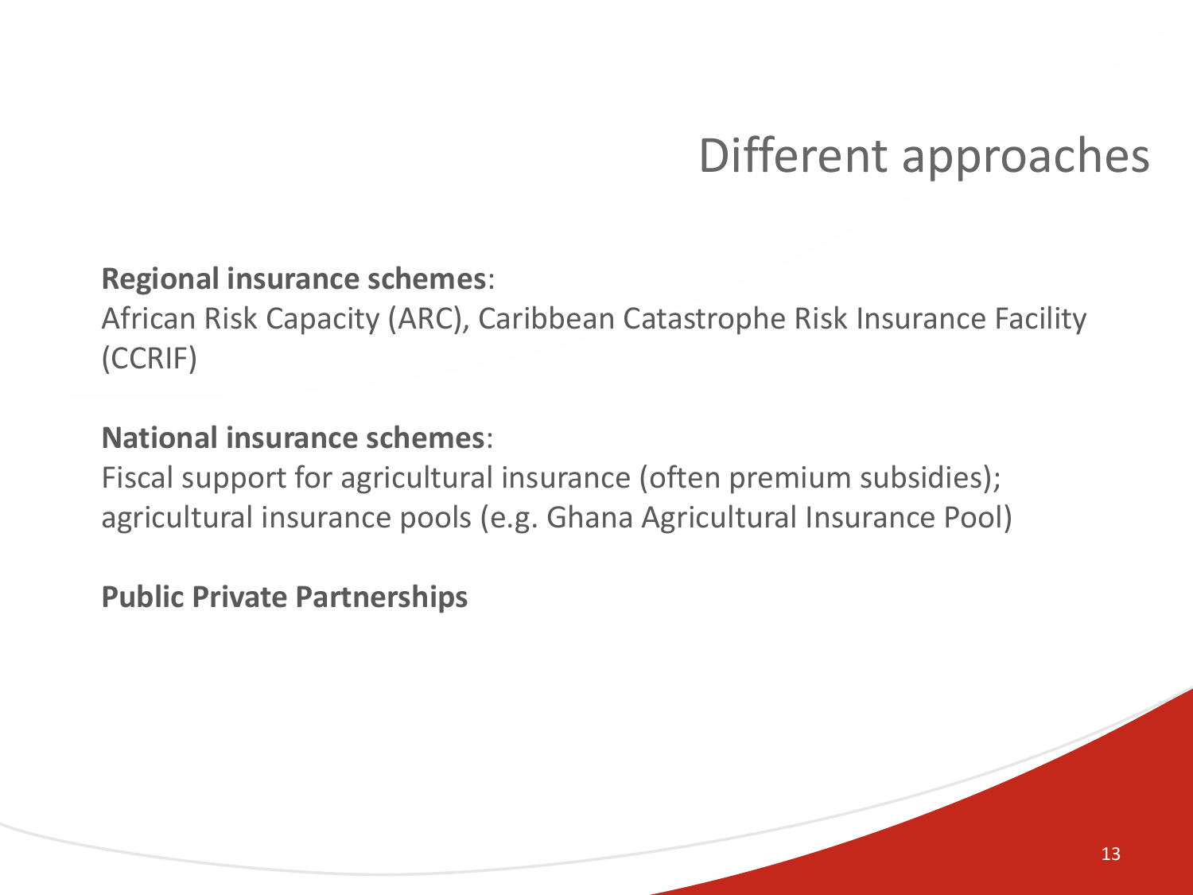# Different approaches

**Regional insurance schemes**:
African Risk Capacity (ARC), Caribbean Catastrophe Risk Insurance Facility (CCRIF)

**National insurance schemes**:
Fiscal support for agricultural insurance (often premium subsidies); agricultural insurance pools (e.g. Ghana Agricultural Insurance Pool)

**Public Private Partnerships**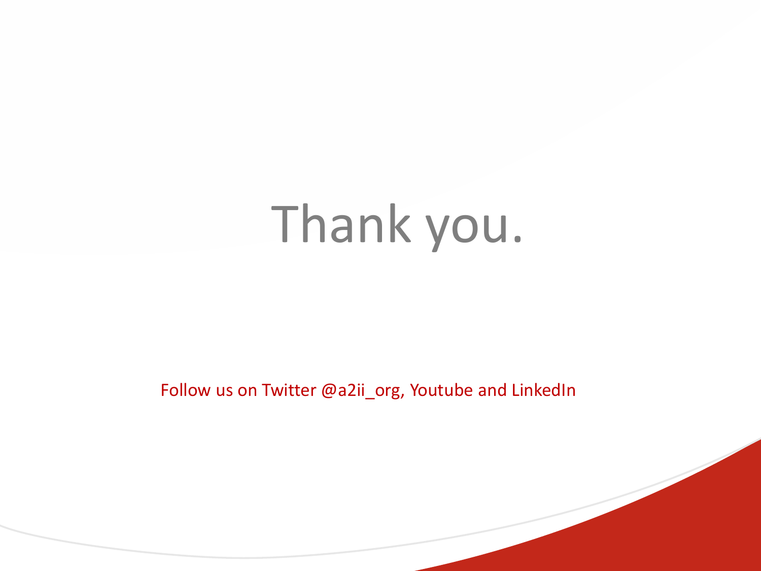# Thank you.

Follow us on Twitter @a2ii_org, Youtube and LinkedIn